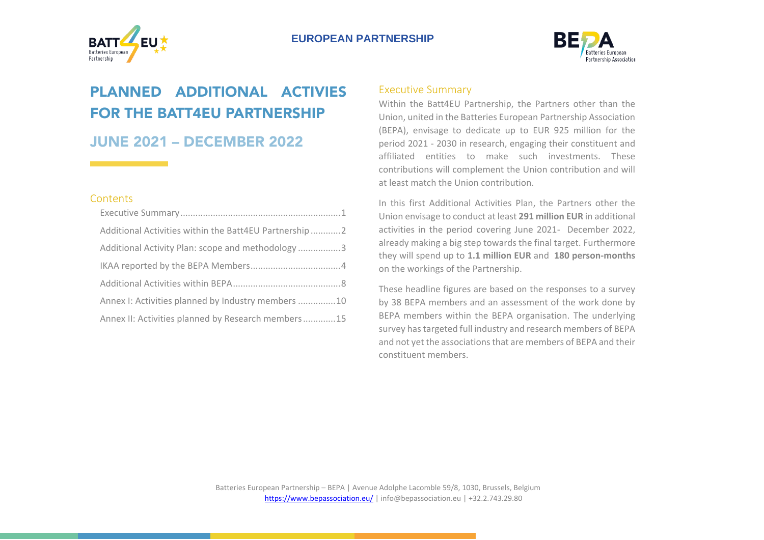EUROPEAN PARTNERSHIP

# PLANNED ADDITIONAL ACTIVIES FOR THE BATT4EU PARTNERSHIP

## JUNE 2021 – DECEMBER 2022

### Contents

- Executive Summary ........ 1
- Additional Activities within the Batt4EU Partnership ........ 2
- Additional Activity Plan: scope and methodology ........ 3
- IKAA reported by the BEPA Members ........ 4
- Additional Activities within BEPA ........ 8
- Annex I: Activities planned by Industry members ........ 10
- Annex II: Activities planned by Research members ........ 15

## Executive Summary

Within the Batt4EU Partnership, the Partners other than the Union, united in the Batteries European Partnership Association (BEPA), envisage to dedicate up to EUR 925 million for the period 2021 - 2030 in research, engaging their constituent and affiliated entities to make such investments. These contributions will complement the Union contribution and will at least match the Union contribution.

In this first Additional Activities Plan, the Partners other the Union envisage to conduct at least **291 million EUR** in additional activities in the period covering June 2021- December 2022, already making a big step towards the final target. Furthermore they will spend up to **1.1 million EUR** and **180 person-months** on the workings of the Partnership.

These headline figures are based on the responses to a survey by 38 BEPA members and an assessment of the work done by BEPA members within the BEPA organisation. The underlying survey has targeted full industry and research members of BEPA and not yet the associations that are members of BEPA and their constituent members.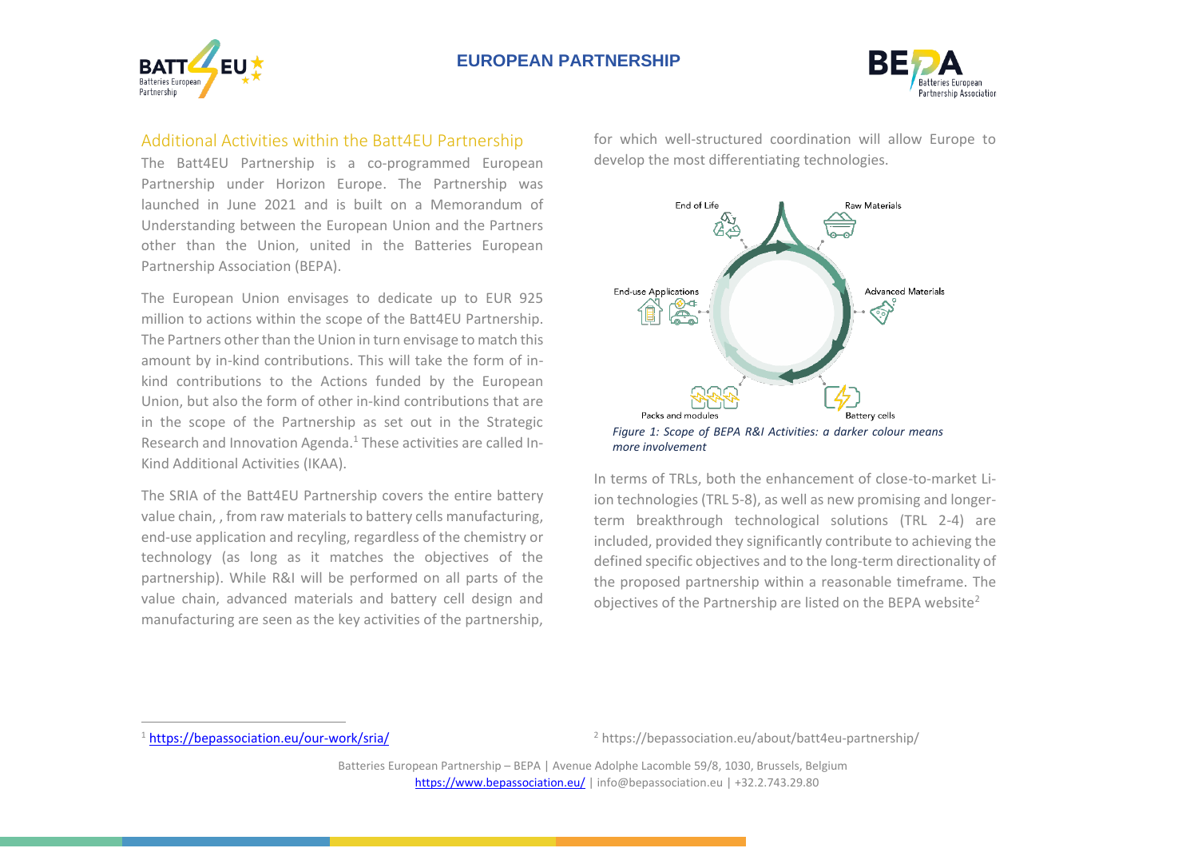## Additional Activities within the Batt4EU Partnership

The Batt4EU Partnership is a co-programmed European Partnership under Horizon Europe. The Partnership was launched in June 2021 and is built on a Memorandum of Understanding between the European Union and the Partners other than the Union, united in the Batteries European Partnership Association (BEPA).

The European Union envisages to dedicate up to EUR 925 million to actions within the scope of the Batt4EU Partnership. The Partners other than the Union in turn envisage to match this amount by in-kind contributions. This will take the form of in-kind contributions to the Actions funded by the European Union, but also the form of other in-kind contributions that are in the scope of the Partnership as set out in the Strategic Research and Innovation Agenda.[1] These activities are called In-Kind Additional Activities (IKAA).

The SRIA of the Batt4EU Partnership covers the entire battery value chain, , from raw materials to battery cells manufacturing, end-use application and recyling, regardless of the chemistry or technology (as long as it matches the objectives of the partnership). While R&I will be performed on all parts of the value chain, advanced materials and battery cell design and manufacturing are seen as the key activities of the partnership, for which well-structured coordination will allow Europe to develop the most differentiating technologies.

*Figure 1: Scope of BEPA R&I Activities: a darker colour means more involvement*

In terms of TRLs, both the enhancement of close-to-market Li-ion technologies (TRL 5-8), as well as new promising and longer-term breakthrough technological solutions (TRL 2-4) are included, provided they significantly contribute to achieving the defined specific objectives and to the long-term directionality of the proposed partnership within a reasonable timeframe. The objectives of the Partnership are listed on the BEPA website[2]

[1] https://bepassociation.eu/our-work/sria/

[2] https://bepassociation.eu/about/batt4eu-partnership/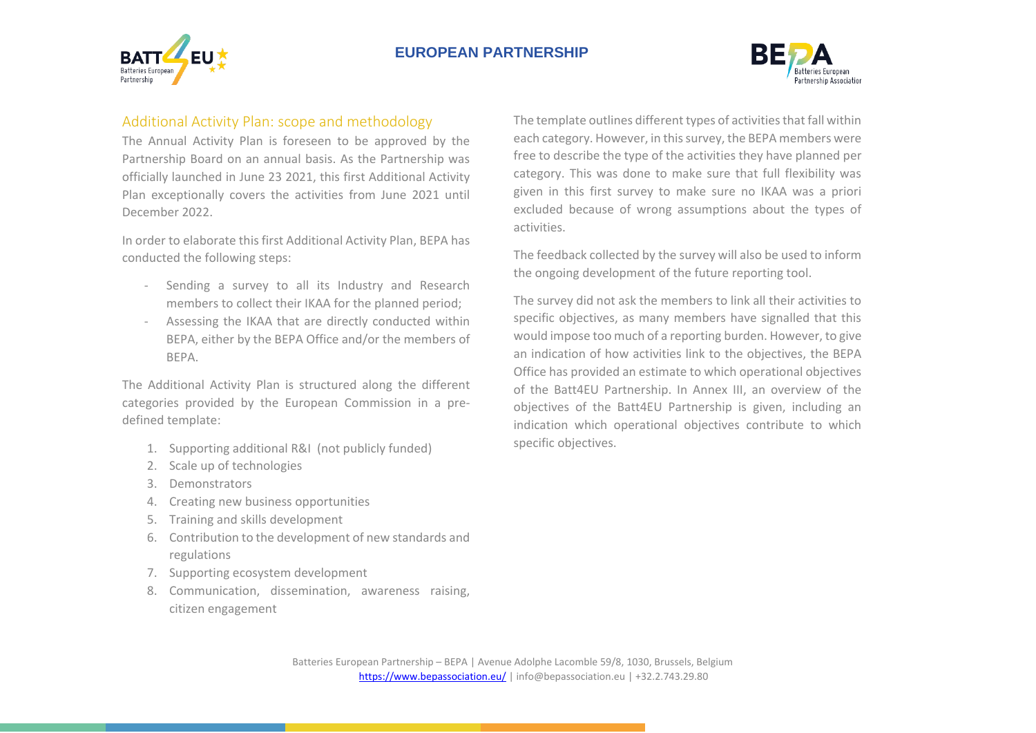## Additional Activity Plan: scope and methodology

The Annual Activity Plan is foreseen to be approved by the Partnership Board on an annual basis. As the Partnership was officially launched in June 23 2021, this first Additional Activity Plan exceptionally covers the activities from June 2021 until December 2022.

In order to elaborate this first Additional Activity Plan, BEPA has conducted the following steps:

- Sending a survey to all its Industry and Research members to collect their IKAA for the planned period;
- Assessing the IKAA that are directly conducted within BEPA, either by the BEPA Office and/or the members of BEPA.

The Additional Activity Plan is structured along the different categories provided by the European Commission in a pre-defined template:

1. Supporting additional R&I (not publicly funded)
2. Scale up of technologies
3. Demonstrators
4. Creating new business opportunities
5. Training and skills development
6. Contribution to the development of new standards and regulations
7. Supporting ecosystem development
8. Communication, dissemination, awareness raising, citizen engagement

The template outlines different types of activities that fall within each category. However, in this survey, the BEPA members were free to describe the type of the activities they have planned per category. This was done to make sure that full flexibility was given in this first survey to make sure no IKAA was a priori excluded because of wrong assumptions about the types of activities.

The feedback collected by the survey will also be used to inform the ongoing development of the future reporting tool.

The survey did not ask the members to link all their activities to specific objectives, as many members have signalled that this would impose too much of a reporting burden. However, to give an indication of how activities link to the objectives, the BEPA Office has provided an estimate to which operational objectives of the Batt4EU Partnership. In Annex III, an overview of the objectives of the Batt4EU Partnership is given, including an indication which operational objectives contribute to which specific objectives.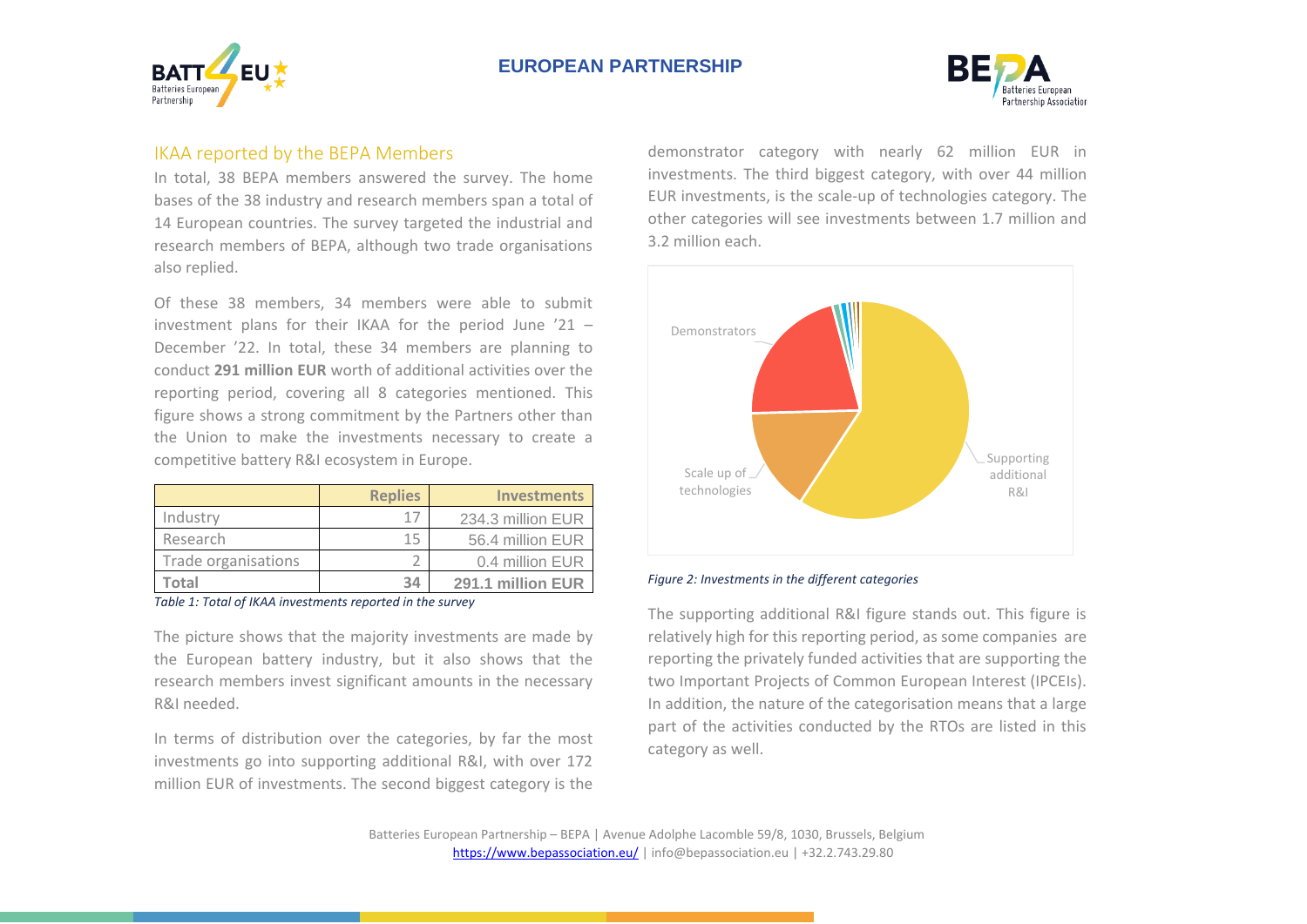## IKAA reported by the BEPA Members

In total, 38 BEPA members answered the survey. The home bases of the 38 industry and research members span a total of 14 European countries. The survey targeted the industrial and research members of BEPA, although two trade organisations also replied.

Of these 38 members, 34 members were able to submit investment plans for their IKAA for the period June '21 – December '22. In total, these 34 members are planning to conduct **291 million EUR** worth of additional activities over the reporting period, covering all 8 categories mentioned. This figure shows a strong commitment by the Partners other than the Union to make the investments necessary to create a competitive battery R&I ecosystem in Europe.

| | Replies | Investments |
|---|---|---|
| Industry | 17 | 234.3 million EUR |
| Research | 15 | 56.4 million EUR |
| Trade organisations | 2 | 0.4 million EUR |
| **Total** | **34** | **291.1 million EUR** |

*Table 1: Total of IKAA investments reported in the survey*

The picture shows that the majority investments are made by the European battery industry, but it also shows that the research members invest significant amounts in the necessary R&I needed.

In terms of distribution over the categories, by far the most investments go into supporting additional R&I, with over 172 million EUR of investments. The second biggest category is the demonstrator category with nearly 62 million EUR in investments. The third biggest category, with over 44 million EUR investments, is the scale-up of technologies category. The other categories will see investments between 1.7 million and 3.2 million each.

*Figure 2: Investments in the different categories*

The supporting additional R&I figure stands out. This figure is relatively high for this reporting period, as some companies are reporting the privately funded activities that are supporting the two Important Projects of Common European Interest (IPCEIs). In addition, the nature of the categorisation means that a large part of the activities conducted by the RTOs are listed in this category as well.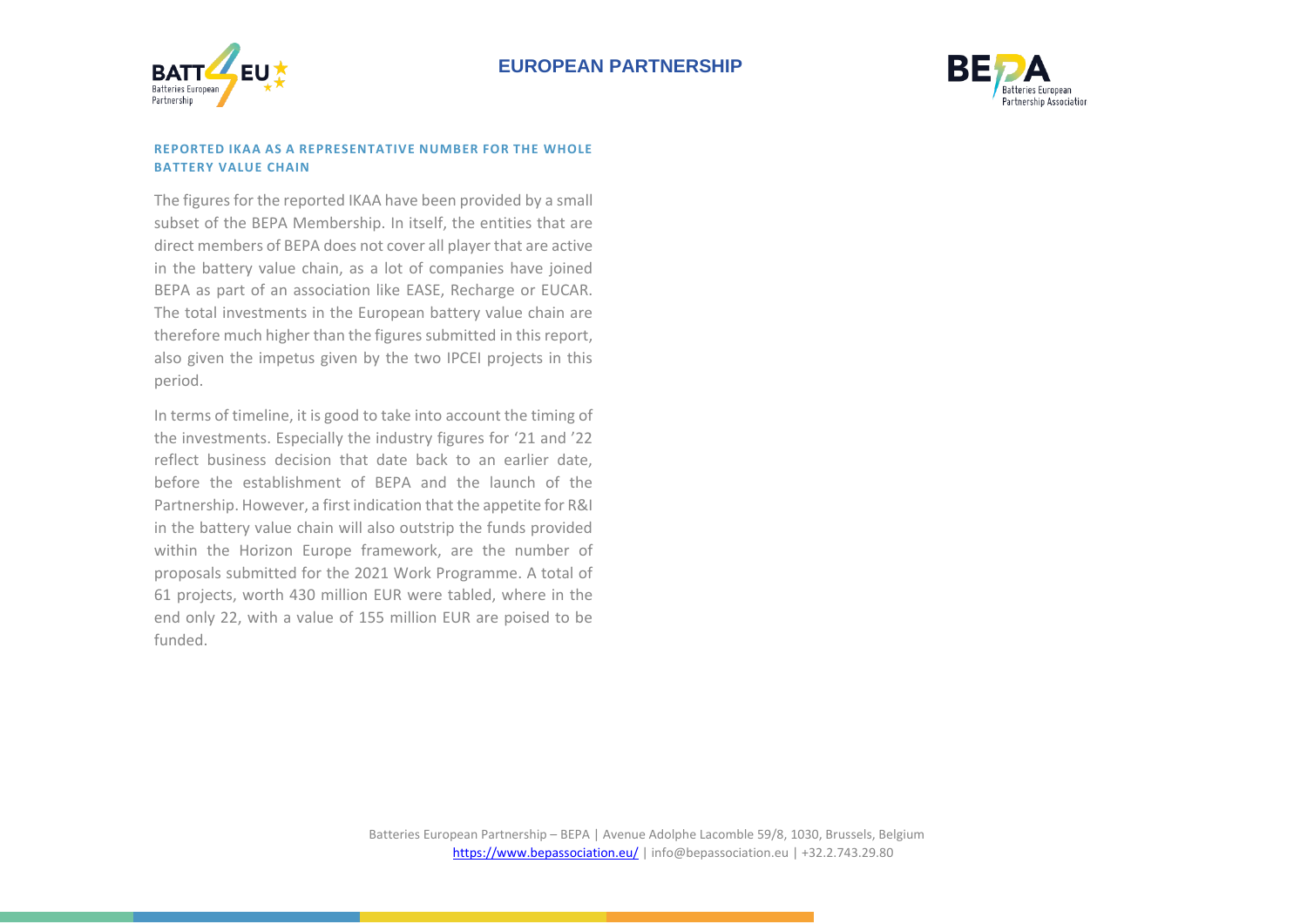### REPORTED IKAA AS A REPRESENTATIVE NUMBER FOR THE WHOLE BATTERY VALUE CHAIN

The figures for the reported IKAA have been provided by a small subset of the BEPA Membership. In itself, the entities that are direct members of BEPA does not cover all player that are active in the battery value chain, as a lot of companies have joined BEPA as part of an association like EASE, Recharge or EUCAR. The total investments in the European battery value chain are therefore much higher than the figures submitted in this report, also given the impetus given by the two IPCEI projects in this period.

In terms of timeline, it is good to take into account the timing of the investments. Especially the industry figures for '21 and '22 reflect business decision that date back to an earlier date, before the establishment of BEPA and the launch of the Partnership. However, a first indication that the appetite for R&I in the battery value chain will also outstrip the funds provided within the Horizon Europe framework, are the number of proposals submitted for the 2021 Work Programme. A total of 61 projects, worth 430 million EUR were tabled, where in the end only 22, with a value of 155 million EUR are poised to be funded.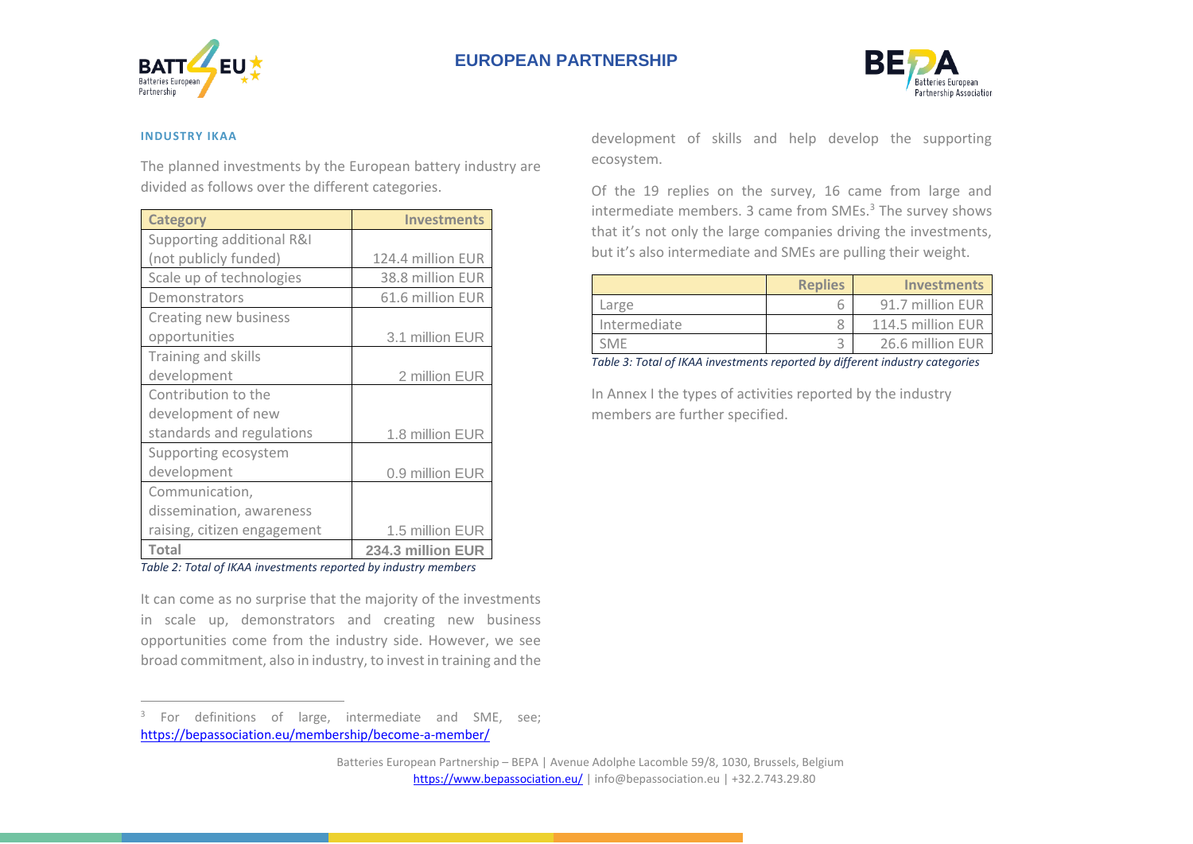#### INDUSTRY IKAA

The planned investments by the European battery industry are divided as follows over the different categories.

| Category | Investments |
|---|---|
| Supporting additional R&I (not publicly funded) | 124.4 million EUR |
| Scale up of technologies | 38.8 million EUR |
| Demonstrators | 61.6 million EUR |
| Creating new business opportunities | 3.1 million EUR |
| Training and skills development | 2 million EUR |
| Contribution to the development of new standards and regulations | 1.8 million EUR |
| Supporting ecosystem development | 0.9 million EUR |
| Communication, dissemination, awareness raising, citizen engagement | 1.5 million EUR |
| **Total** | **234.3 million EUR** |

*Table 2: Total of IKAA investments reported by industry members*

It can come as no surprise that the majority of the investments in scale up, demonstrators and creating new business opportunities come from the industry side. However, we see broad commitment, also in industry, to invest in training and the development of skills and help develop the supporting ecosystem.

Of the 19 replies on the survey, 16 came from large and intermediate members. 3 came from SMEs.[3] The survey shows that it's not only the large companies driving the investments, but it's also intermediate and SMEs are pulling their weight.

| | Replies | Investments |
|---|---|---|
| Large | 6 | 91.7 million EUR |
| Intermediate | 8 | 114.5 million EUR |
| SME | 3 | 26.6 million EUR |

*Table 3: Total of IKAA investments reported by different industry categories*

In Annex I the types of activities reported by the industry members are further specified.

[3] For definitions of large, intermediate and SME, see; https://bepassociation.eu/membership/become-a-member/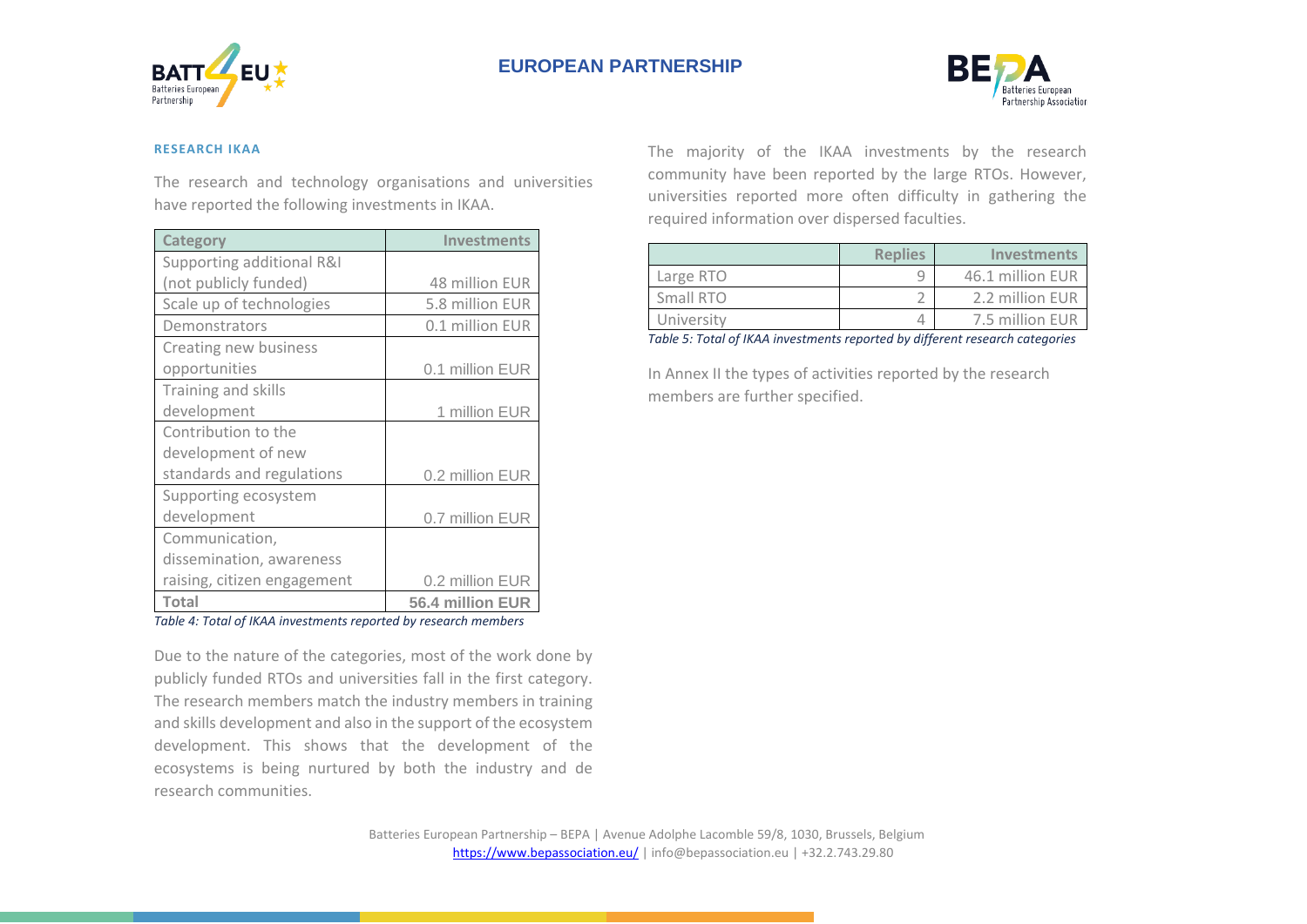### RESEARCH IKAA

The research and technology organisations and universities have reported the following investments in IKAA.

| Category | Investments |
|---|---|
| Supporting additional R&I (not publicly funded) | 48 million EUR |
| Scale up of technologies | 5.8 million EUR |
| Demonstrators | 0.1 million EUR |
| Creating new business opportunities | 0.1 million EUR |
| Training and skills development | 1 million EUR |
| Contribution to the development of new standards and regulations | 0.2 million EUR |
| Supporting ecosystem development | 0.7 million EUR |
| Communication, dissemination, awareness raising, citizen engagement | 0.2 million EUR |
| **Total** | **56.4 million EUR** |

*Table 4: Total of IKAA investments reported by research members*

Due to the nature of the categories, most of the work done by publicly funded RTOs and universities fall in the first category. The research members match the industry members in training and skills development and also in the support of the ecosystem development. This shows that the development of the ecosystems is being nurtured by both the industry and de research communities.

The majority of the IKAA investments by the research community have been reported by the large RTOs. However, universities reported more often difficulty in gathering the required information over dispersed faculties.

| | Replies | Investments |
|---|---|---|
| Large RTO | 9 | 46.1 million EUR |
| Small RTO | 2 | 2.2 million EUR |
| University | 4 | 7.5 million EUR |

*Table 5: Total of IKAA investments reported by different research categories*

In Annex II the types of activities reported by the research members are further specified.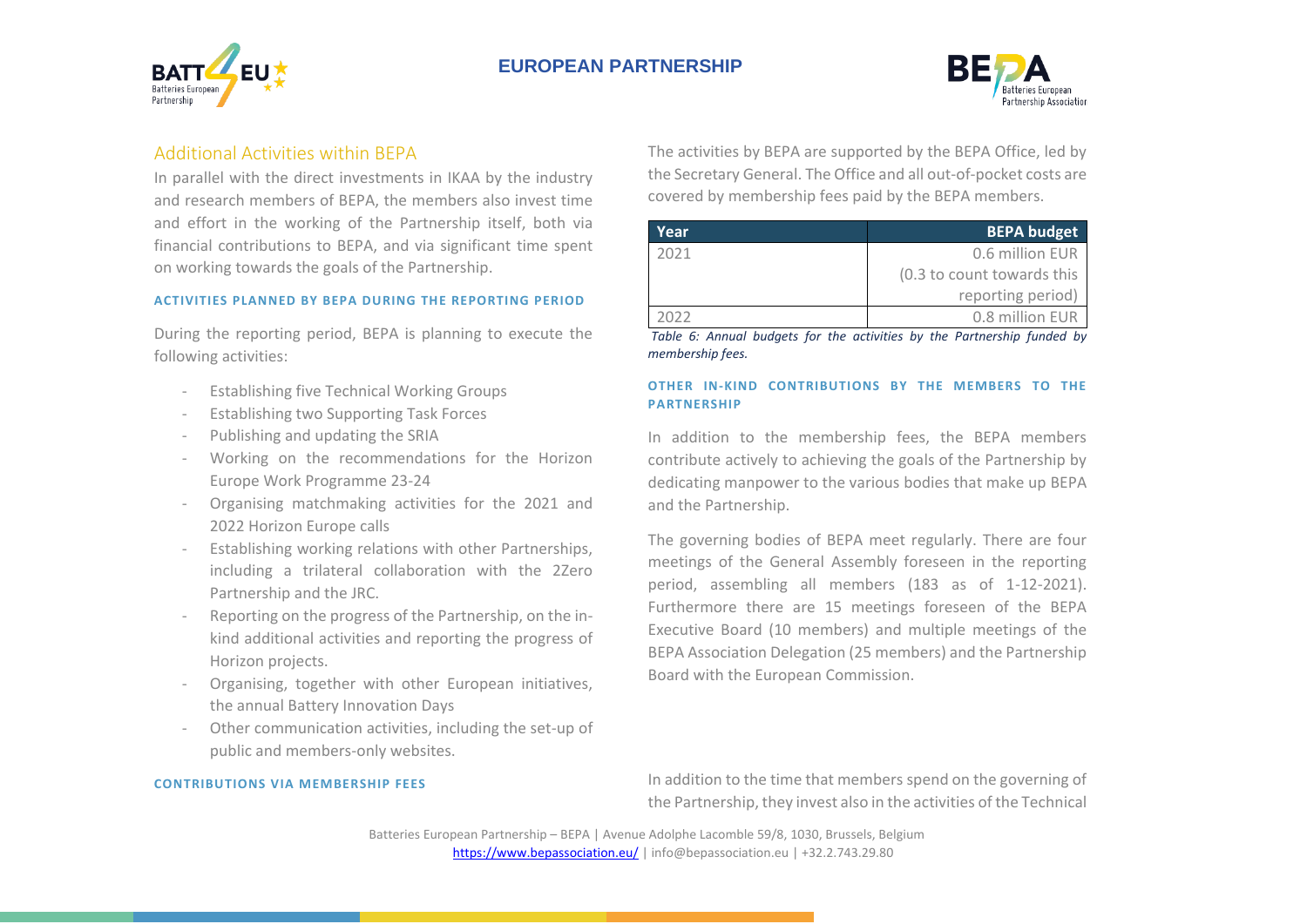## Additional Activities within BEPA

In parallel with the direct investments in IKAA by the industry and research members of BEPA, the members also invest time and effort in the working of the Partnership itself, both via financial contributions to BEPA, and via significant time spent on working towards the goals of the Partnership.

#### ACTIVITIES PLANNED BY BEPA DURING THE REPORTING PERIOD

During the reporting period, BEPA is planning to execute the following activities:

- Establishing five Technical Working Groups
- Establishing two Supporting Task Forces
- Publishing and updating the SRIA
- Working on the recommendations for the Horizon Europe Work Programme 23-24
- Organising matchmaking activities for the 2021 and 2022 Horizon Europe calls
- Establishing working relations with other Partnerships, including a trilateral collaboration with the 2Zero Partnership and the JRC.
- Reporting on the progress of the Partnership, on the in-kind additional activities and reporting the progress of Horizon projects.
- Organising, together with other European initiatives, the annual Battery Innovation Days
- Other communication activities, including the set-up of public and members-only websites.

#### CONTRIBUTIONS VIA MEMBERSHIP FEES

The activities by BEPA are supported by the BEPA Office, led by the Secretary General. The Office and all out-of-pocket costs are covered by membership fees paid by the BEPA members.

| Year | BEPA budget |
|---|---:|
| 2021 | 0.6 million EUR (0.3 to count towards this reporting period) |
| 2022 | 0.8 million EUR |

*Table 6: Annual budgets for the activities by the Partnership funded by membership fees.*

#### OTHER IN-KIND CONTRIBUTIONS BY THE MEMBERS TO THE PARTNERSHIP

In addition to the membership fees, the BEPA members contribute actively to achieving the goals of the Partnership by dedicating manpower to the various bodies that make up BEPA and the Partnership.

The governing bodies of BEPA meet regularly. There are four meetings of the General Assembly foreseen in the reporting period, assembling all members (183 as of 1-12-2021). Furthermore there are 15 meetings foreseen of the BEPA Executive Board (10 members) and multiple meetings of the BEPA Association Delegation (25 members) and the Partnership Board with the European Commission.

In addition to the time that members spend on the governing of the Partnership, they invest also in the activities of the Technical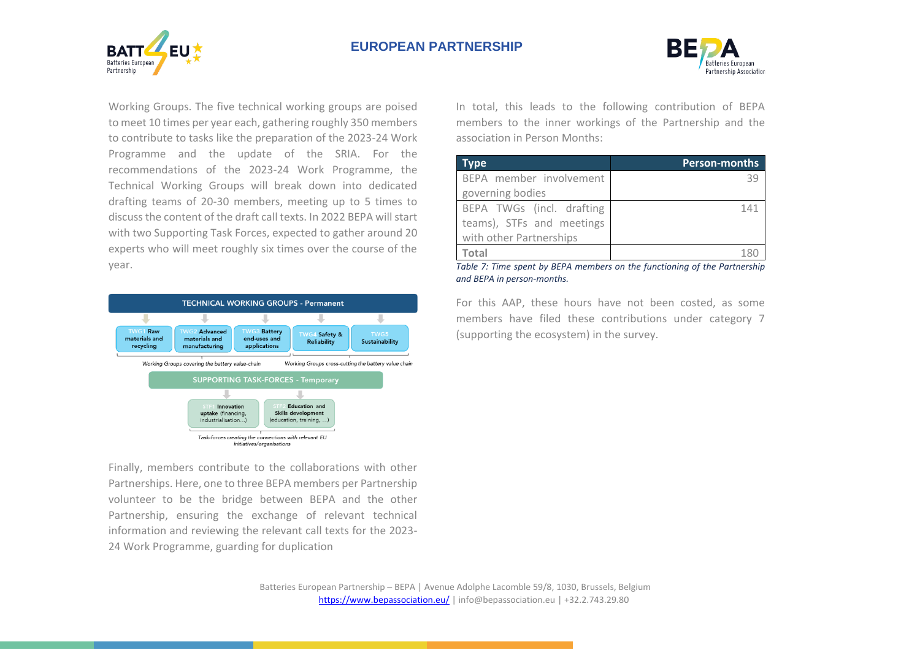Working Groups. The five technical working groups are poised to meet 10 times per year each, gathering roughly 350 members to contribute to tasks like the preparation of the 2023-24 Work Programme and the update of the SRIA. For the recommendations of the 2023-24 Work Programme, the Technical Working Groups will break down into dedicated drafting teams of 20-30 members, meeting up to 5 times to discuss the content of the draft call texts. In 2022 BEPA will start with two Supporting Task Forces, expected to gather around 20 experts who will meet roughly six times over the course of the year.

Finally, members contribute to the collaborations with other Partnerships. Here, one to three BEPA members per Partnership volunteer to be the bridge between BEPA and the other Partnership, ensuring the exchange of relevant technical information and reviewing the relevant call texts for the 2023-24 Work Programme, guarding for duplication

In total, this leads to the following contribution of BEPA members to the inner workings of the Partnership and the association in Person Months:

| Type | Person-months |
|---|---|
| BEPA member involvement governing bodies | 39 |
| BEPA TWGs (incl. drafting teams), STFs and meetings with other Partnerships | 141 |
| **Total** | 180 |

*Table 7: Time spent by BEPA members on the functioning of the Partnership and BEPA in person-months.*

For this AAP, these hours have not been costed, as some members have filed these contributions under category 7 (supporting the ecosystem) in the survey.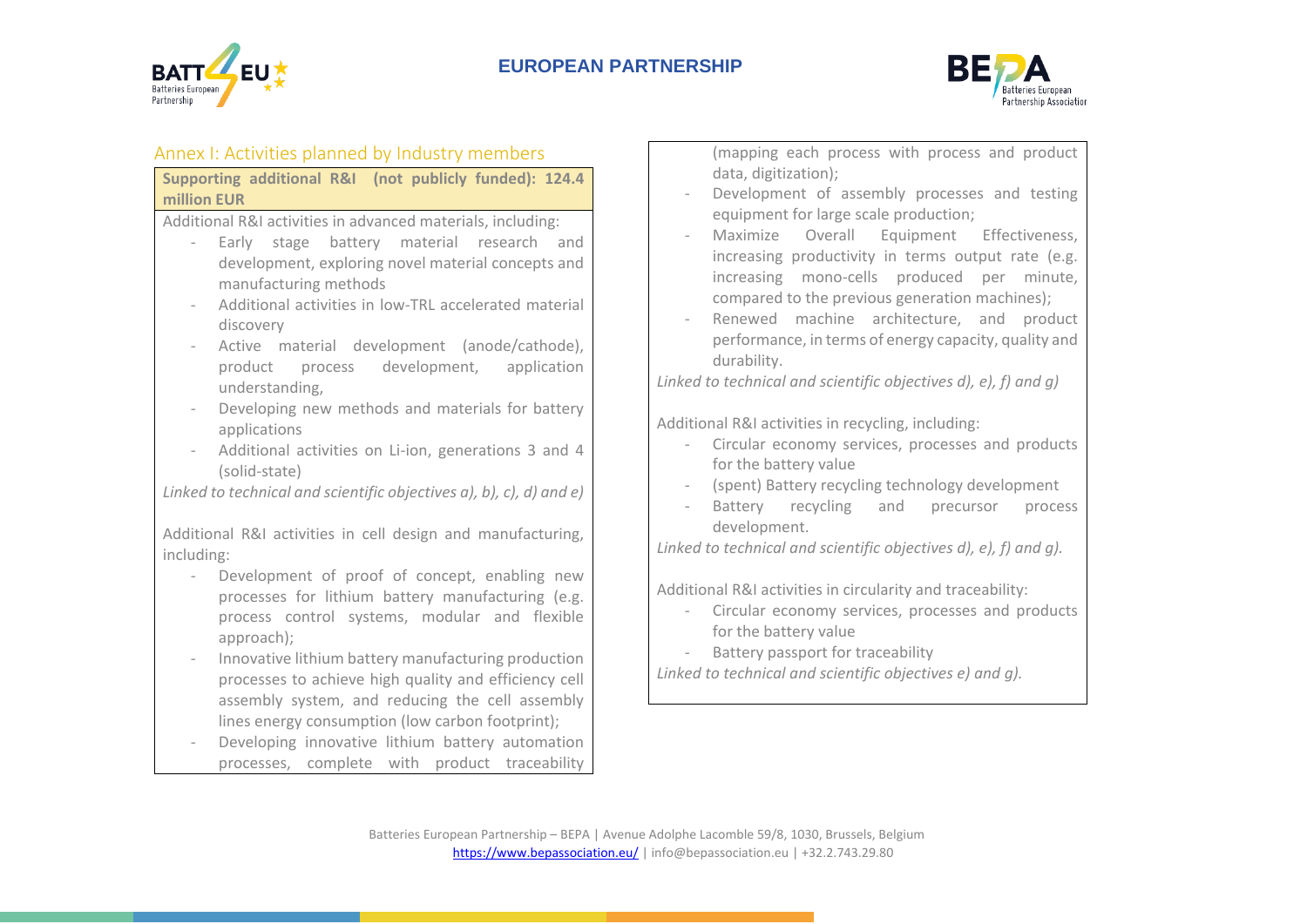## Annex I: Activities planned by Industry members

**Supporting additional R&I (not publicly funded): 124.4 million EUR**

Additional R&I activities in advanced materials, including:

- Early stage battery material research and development, exploring novel material concepts and manufacturing methods
- Additional activities in low-TRL accelerated material discovery
- Active material development (anode/cathode), product process development, application understanding,
- Developing new methods and materials for battery applications
- Additional activities on Li-ion, generations 3 and 4 (solid-state)

*Linked to technical and scientific objectives a), b), c), d) and e)*

Additional R&I activities in cell design and manufacturing, including:

- Development of proof of concept, enabling new processes for lithium battery manufacturing (e.g. process control systems, modular and flexible approach);
- Innovative lithium battery manufacturing production processes to achieve high quality and efficiency cell assembly system, and reducing the cell assembly lines energy consumption (low carbon footprint);
- Developing innovative lithium battery automation processes, complete with product traceability (mapping each process with process and product data, digitization);
- Development of assembly processes and testing equipment for large scale production;
- Maximize Overall Equipment Effectiveness, increasing productivity in terms output rate (e.g. increasing mono-cells produced per minute, compared to the previous generation machines);
- Renewed machine architecture, and product performance, in terms of energy capacity, quality and durability.

*Linked to technical and scientific objectives d), e), f) and g)*

Additional R&I activities in recycling, including:

- Circular economy services, processes and products for the battery value
- (spent) Battery recycling technology development
- Battery recycling and precursor process development.

*Linked to technical and scientific objectives d), e), f) and g).*

Additional R&I activities in circularity and traceability:

- Circular economy services, processes and products for the battery value
- Battery passport for traceability

*Linked to technical and scientific objectives e) and g).*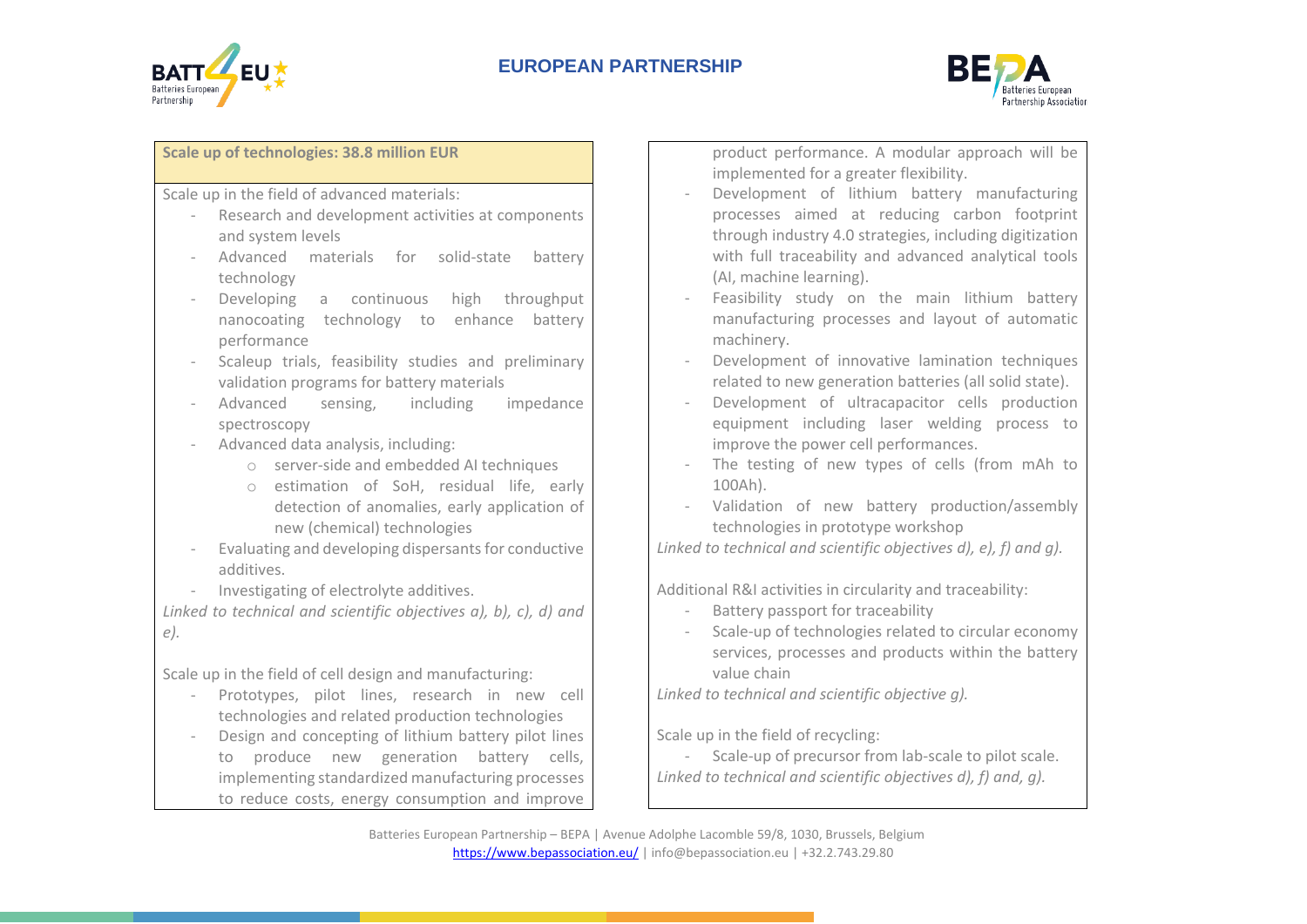**Scale up of technologies: 38.8 million EUR**

Scale up in the field of advanced materials:

- Research and development activities at components and system levels
- Advanced materials for solid-state battery technology
- Developing a continuous high throughput nanocoating technology to enhance battery performance
- Scaleup trials, feasibility studies and preliminary validation programs for battery materials
- Advanced sensing, including impedance spectroscopy
- Advanced data analysis, including:
  - server-side and embedded AI techniques
  - estimation of SoH, residual life, early detection of anomalies, early application of new (chemical) technologies
- Evaluating and developing dispersants for conductive additives.
- Investigating of electrolyte additives.

*Linked to technical and scientific objectives a), b), c), d) and e).*

Scale up in the field of cell design and manufacturing:

- Prototypes, pilot lines, research in new cell technologies and related production technologies
- Design and concepting of lithium battery pilot lines to produce new generation battery cells, implementing standardized manufacturing processes to reduce costs, energy consumption and improve product performance. A modular approach will be implemented for a greater flexibility.
- Development of lithium battery manufacturing processes aimed at reducing carbon footprint through industry 4.0 strategies, including digitization with full traceability and advanced analytical tools (AI, machine learning).
- Feasibility study on the main lithium battery manufacturing processes and layout of automatic machinery.
- Development of innovative lamination techniques related to new generation batteries (all solid state).
- Development of ultracapacitor cells production equipment including laser welding process to improve the power cell performances.
- The testing of new types of cells (from mAh to 100Ah).
- Validation of new battery production/assembly technologies in prototype workshop

*Linked to technical and scientific objectives d), e), f) and g).*

Additional R&I activities in circularity and traceability:

- Battery passport for traceability
- Scale-up of technologies related to circular economy services, processes and products within the battery value chain

*Linked to technical and scientific objective g).*

Scale up in the field of recycling:

- Scale-up of precursor from lab-scale to pilot scale.

*Linked to technical and scientific objectives d), f) and, g).*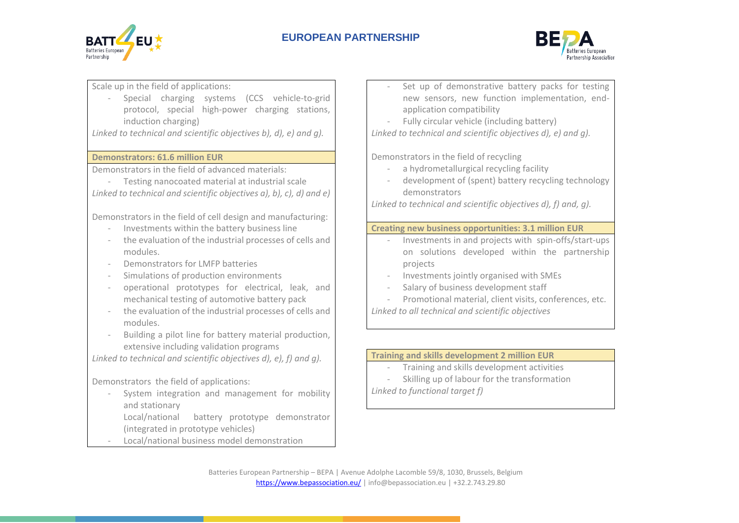Scale up in the field of applications:

- Special charging systems (CCS vehicle-to-grid protocol, special high-power charging stations, induction charging)

*Linked to technical and scientific objectives b), d), e) and g).*

**Demonstrators: 61.6 million EUR**

Demonstrators in the field of advanced materials:

- Testing nanocoated material at industrial scale

*Linked to technical and scientific objectives a), b), c), d) and e)*

Demonstrators in the field of cell design and manufacturing:

- Investments within the battery business line
- the evaluation of the industrial processes of cells and modules.
- Demonstrators for LMFP batteries
- Simulations of production environments
- operational prototypes for electrical, leak, and mechanical testing of automotive battery pack
- the evaluation of the industrial processes of cells and modules.
- Building a pilot line for battery material production, extensive including validation programs

*Linked to technical and scientific objectives d), e), f) and g).*

Demonstrators the field of applications:

- System integration and management for mobility and stationary
  Local/national battery prototype demonstrator (integrated in prototype vehicles)
- Local/national business model demonstration
- Set up of demonstrative battery packs for testing new sensors, new function implementation, end-application compatibility
- Fully circular vehicle (including battery)

*Linked to technical and scientific objectives d), e) and g).*

Demonstrators in the field of recycling

- a hydrometallurgical recycling facility
- development of (spent) battery recycling technology demonstrators

*Linked to technical and scientific objectives d), f) and, g).*

**Creating new business opportunities: 3.1 million EUR**

- Investments in and projects with spin-offs/start-ups on solutions developed within the partnership projects
- Investments jointly organised with SMEs
- Salary of business development staff
- Promotional material, client visits, conferences, etc.

*Linked to all technical and scientific objectives*

**Training and skills development 2 million EUR**

- Training and skills development activities
- Skilling up of labour for the transformation

*Linked to functional target f)*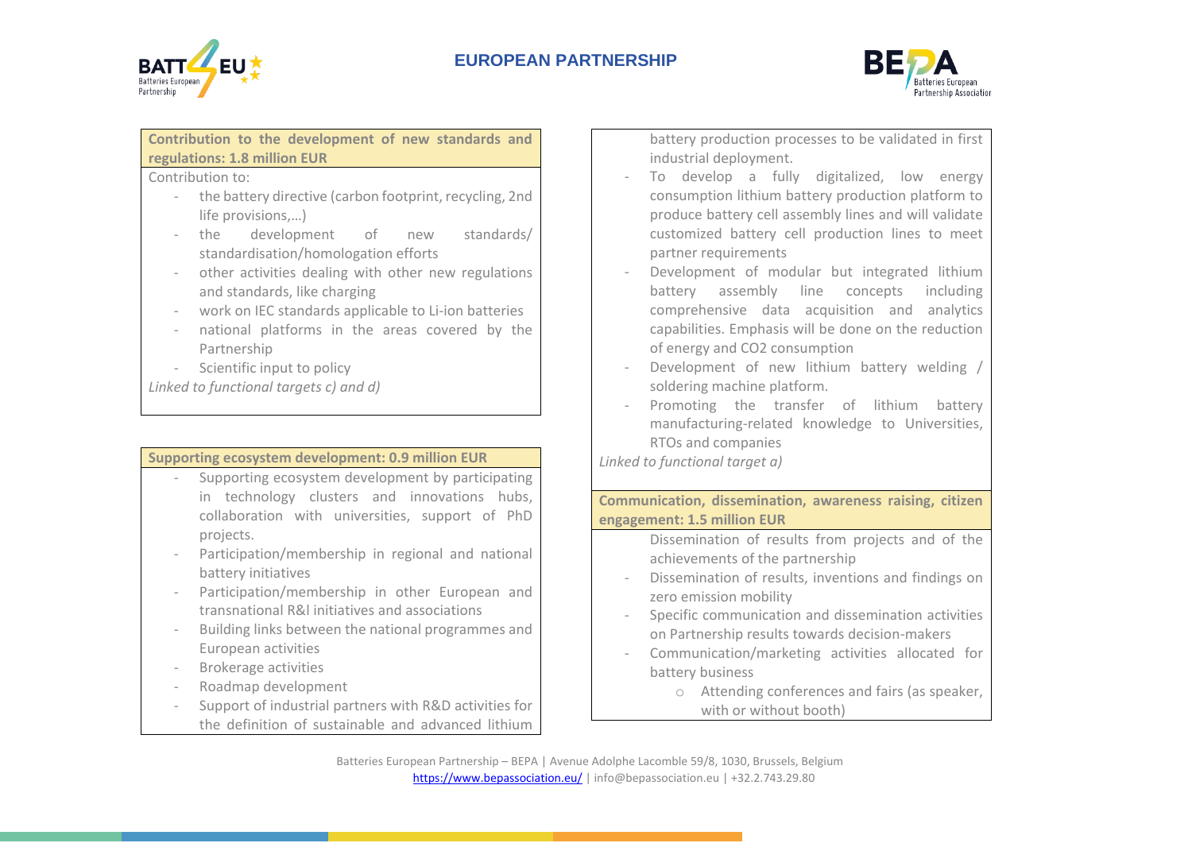**Contribution to the development of new standards and regulations: 1.8 million EUR**

Contribution to:

- the battery directive (carbon footprint, recycling, 2nd life provisions,…)
- the development of new standards/ standardisation/homologation efforts
- other activities dealing with other new regulations and standards, like charging
- work on IEC standards applicable to Li-ion batteries
- national platforms in the areas covered by the Partnership
- Scientific input to policy

*Linked to functional targets c) and d)*

**Supporting ecosystem development: 0.9 million EUR**

- Supporting ecosystem development by participating in technology clusters and innovations hubs, collaboration with universities, support of PhD projects.
- Participation/membership in regional and national battery initiatives
- Participation/membership in other European and transnational R&I initiatives and associations
- Building links between the national programmes and European activities
- Brokerage activities
- Roadmap development
- Support of industrial partners with R&D activities for the definition of sustainable and advanced lithium battery production processes to be validated in first industrial deployment.
- To develop a fully digitalized, low energy consumption lithium battery production platform to produce battery cell assembly lines and will validate customized battery cell production lines to meet partner requirements
- Development of modular but integrated lithium battery assembly line concepts including comprehensive data acquisition and analytics capabilities. Emphasis will be done on the reduction of energy and $CO_2$ consumption
- Development of new lithium battery welding / soldering machine platform.
- Promoting the transfer of lithium battery manufacturing-related knowledge to Universities, RTOs and companies

*Linked to functional target a)*

**Communication, dissemination, awareness raising, citizen engagement: 1.5 million EUR**

- Dissemination of results from projects and of the achievements of the partnership
- Dissemination of results, inventions and findings on zero emission mobility
- Specific communication and dissemination activities on Partnership results towards decision-makers
- Communication/marketing activities allocated for battery business
  - Attending conferences and fairs (as speaker, with or without booth)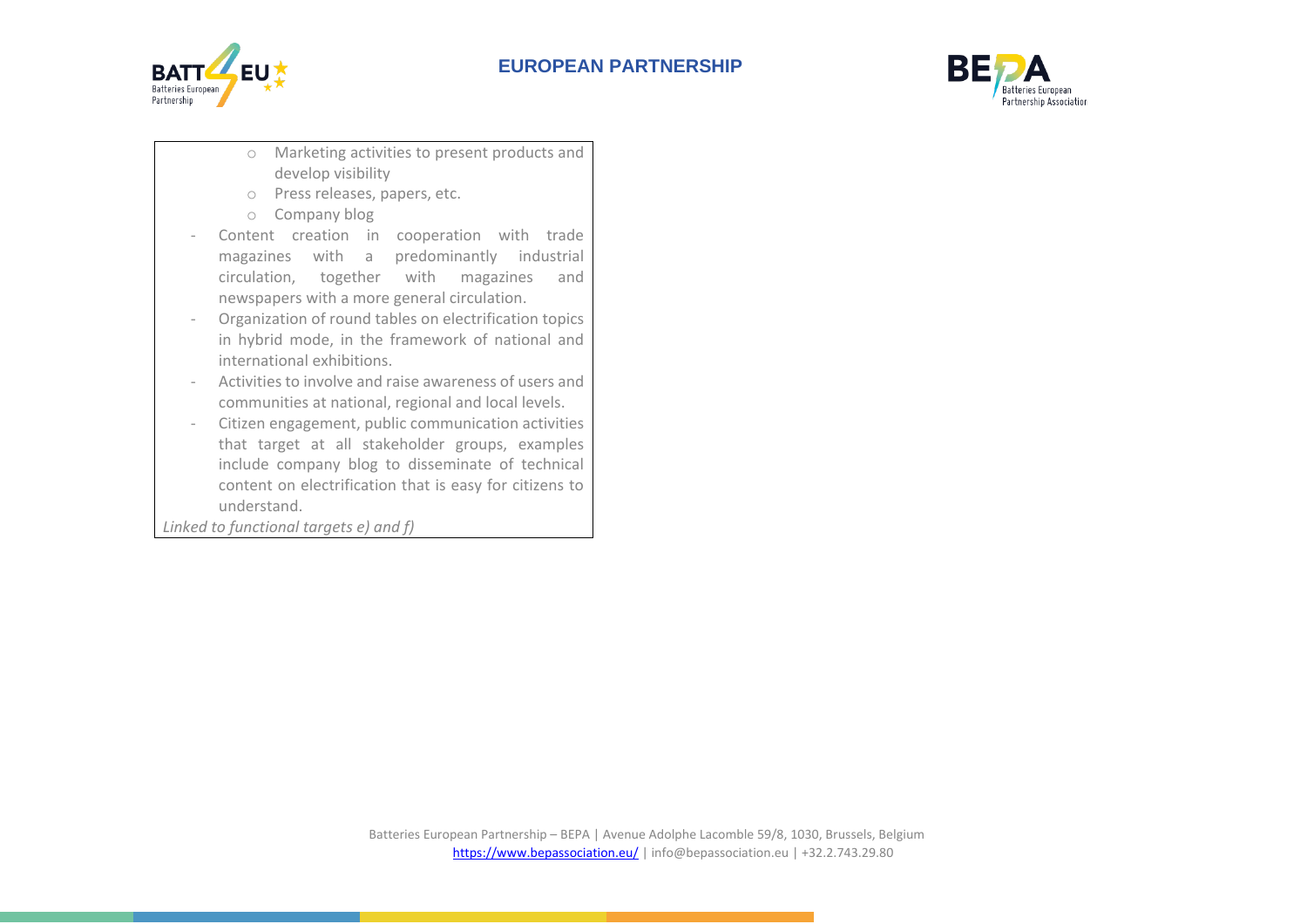- Marketing activities to present products and develop visibility
  - Press releases, papers, etc.
  - Company blog
- Content creation in cooperation with trade magazines with a predominantly industrial circulation, together with magazines and newspapers with a more general circulation.
- Organization of round tables on electrification topics in hybrid mode, in the framework of national and international exhibitions.
- Activities to involve and raise awareness of users and communities at national, regional and local levels.
- Citizen engagement, public communication activities that target at all stakeholder groups, examples include company blog to disseminate of technical content on electrification that is easy for citizens to understand.

*Linked to functional targets e) and f)*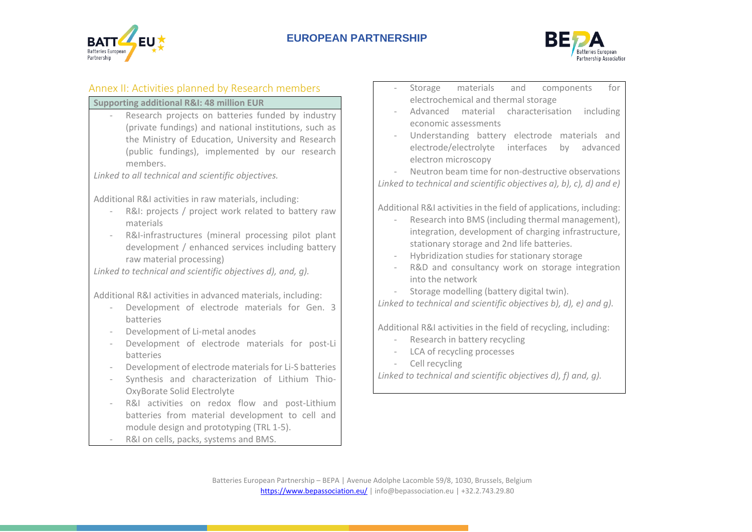## Annex II: Activities planned by Research members

**Supporting additional R&I: 48 million EUR**

- Research projects on batteries funded by industry (private fundings) and national institutions, such as the Ministry of Education, University and Research (public fundings), implemented by our research members.

*Linked to all technical and scientific objectives.*

Additional R&I activities in raw materials, including:

- R&I: projects / project work related to battery raw materials
- R&I-infrastructures (mineral processing pilot plant development / enhanced services including battery raw material processing)

*Linked to technical and scientific objectives d), and, g).*

Additional R&I activities in advanced materials, including:

- Development of electrode materials for Gen. 3 batteries
- Development of Li-metal anodes
- Development of electrode materials for post-Li batteries
- Development of electrode materials for Li-S batteries
- Synthesis and characterization of Lithium Thio-OxyBorate Solid Electrolyte
- R&I activities on redox flow and post-Lithium batteries from material development to cell and module design and prototyping (TRL 1-5).
- R&I on cells, packs, systems and BMS.
- Storage materials and components for electrochemical and thermal storage
- Advanced material characterisation including economic assessments
- Understanding battery electrode materials and electrode/electrolyte interfaces by advanced electron microscopy
- Neutron beam time for non-destructive observations

*Linked to technical and scientific objectives a), b), c), d) and e)*

Additional R&I activities in the field of applications, including:

- Research into BMS (including thermal management), integration, development of charging infrastructure, stationary storage and 2nd life batteries.
- Hybridization studies for stationary storage
- R&D and consultancy work on storage integration into the network
- Storage modelling (battery digital twin).

*Linked to technical and scientific objectives b), d), e) and g).*

Additional R&I activities in the field of recycling, including:

- Research in battery recycling
- LCA of recycling processes
- Cell recycling

*Linked to technical and scientific objectives d), f) and, g).*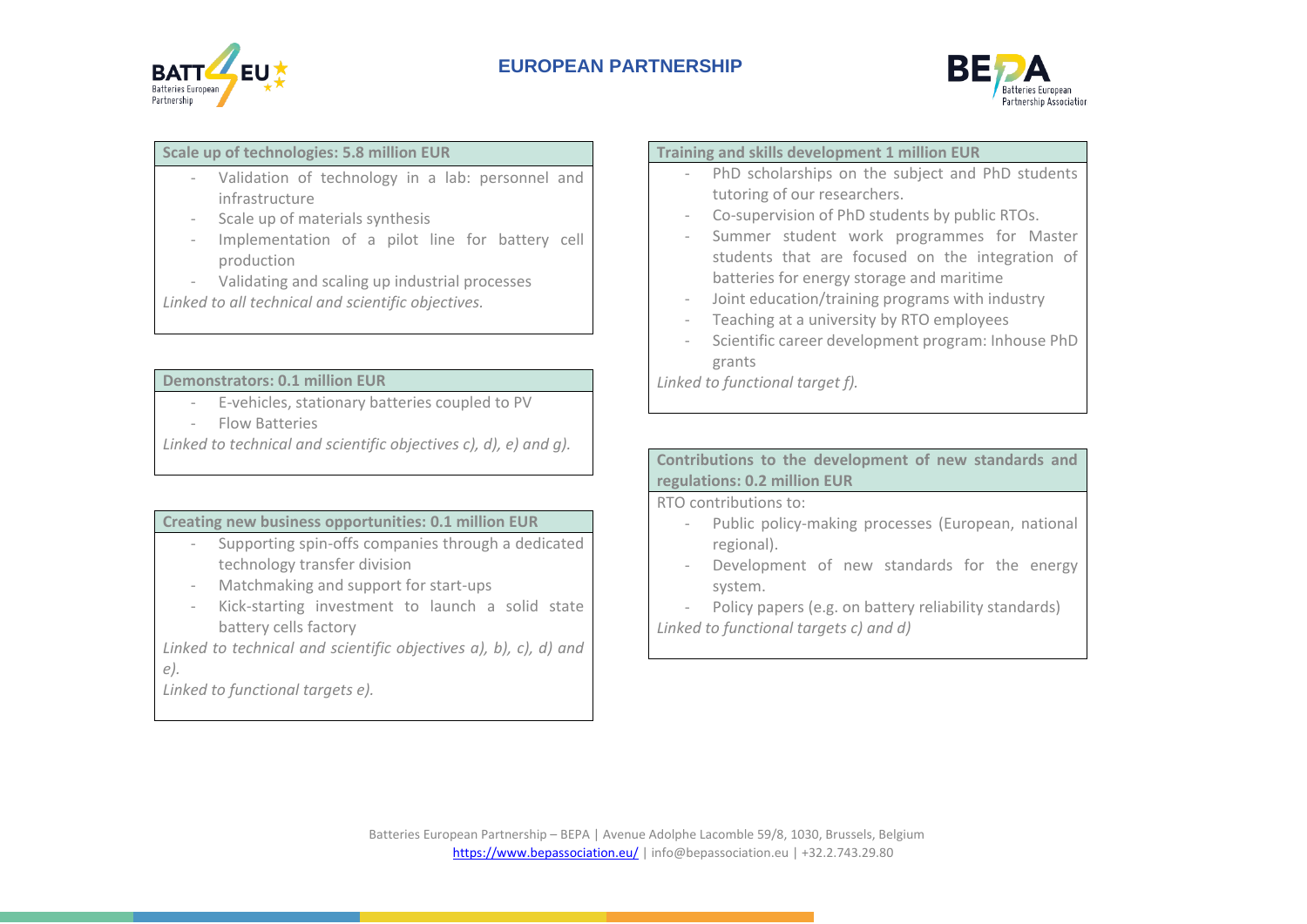**Scale up of technologies: 5.8 million EUR**

- Validation of technology in a lab: personnel and infrastructure
- Scale up of materials synthesis
- Implementation of a pilot line for battery cell production
- Validating and scaling up industrial processes

*Linked to all technical and scientific objectives.*

**Demonstrators: 0.1 million EUR**

- E-vehicles, stationary batteries coupled to PV
- Flow Batteries

*Linked to technical and scientific objectives c), d), e) and g).*

**Creating new business opportunities: 0.1 million EUR**

- Supporting spin-offs companies through a dedicated technology transfer division
- Matchmaking and support for start-ups
- Kick-starting investment to launch a solid state battery cells factory

*Linked to technical and scientific objectives a), b), c), d) and e).*

*Linked to functional targets e).*

**Training and skills development 1 million EUR**

- PhD scholarships on the subject and PhD students tutoring of our researchers.
- Co-supervision of PhD students by public RTOs.
- Summer student work programmes for Master students that are focused on the integration of batteries for energy storage and maritime
- Joint education/training programs with industry
- Teaching at a university by RTO employees
- Scientific career development program: Inhouse PhD grants

*Linked to functional target f).*

**Contributions to the development of new standards and regulations: 0.2 million EUR**

RTO contributions to:

- Public policy-making processes (European, national regional).
- Development of new standards for the energy system.
- Policy papers (e.g. on battery reliability standards)

*Linked to functional targets c) and d)*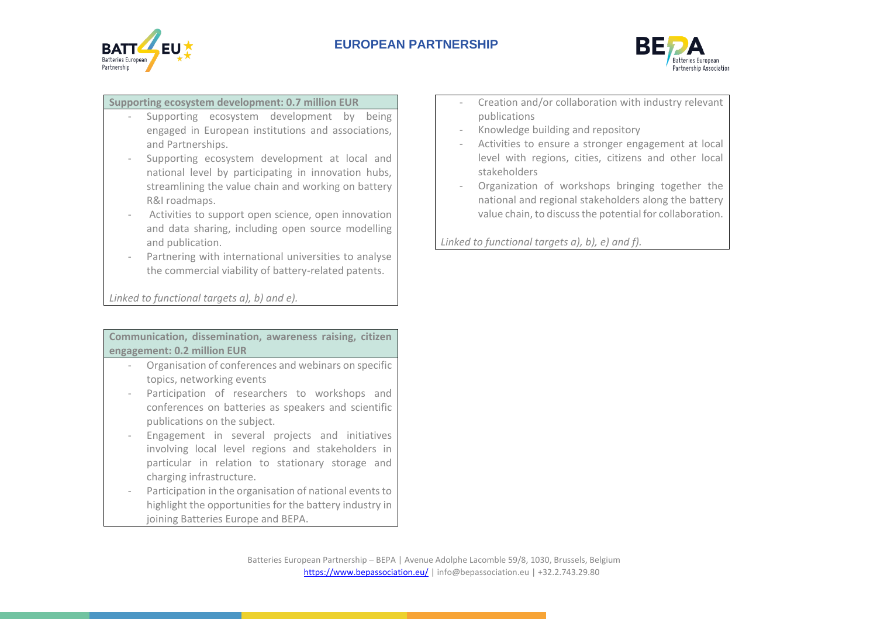**Supporting ecosystem development: 0.7 million EUR**

- Supporting ecosystem development by being engaged in European institutions and associations, and Partnerships.
- Supporting ecosystem development at local and national level by participating in innovation hubs, streamlining the value chain and working on battery R&I roadmaps.
- Activities to support open science, open innovation and data sharing, including open source modelling and publication.
- Partnering with international universities to analyse the commercial viability of battery-related patents.

*Linked to functional targets a), b) and e).*

**Communication, dissemination, awareness raising, citizen engagement: 0.2 million EUR**

- Organisation of conferences and webinars on specific topics, networking events
- Participation of researchers to workshops and conferences on batteries as speakers and scientific publications on the subject.
- Engagement in several projects and initiatives involving local level regions and stakeholders in particular in relation to stationary storage and charging infrastructure.
- Participation in the organisation of national events to highlight the opportunities for the battery industry in joining Batteries Europe and BEPA.
- Creation and/or collaboration with industry relevant publications
- Knowledge building and repository
- Activities to ensure a stronger engagement at local level with regions, cities, citizens and other local stakeholders
- Organization of workshops bringing together the national and regional stakeholders along the battery value chain, to discuss the potential for collaboration.

*Linked to functional targets a), b), e) and f).*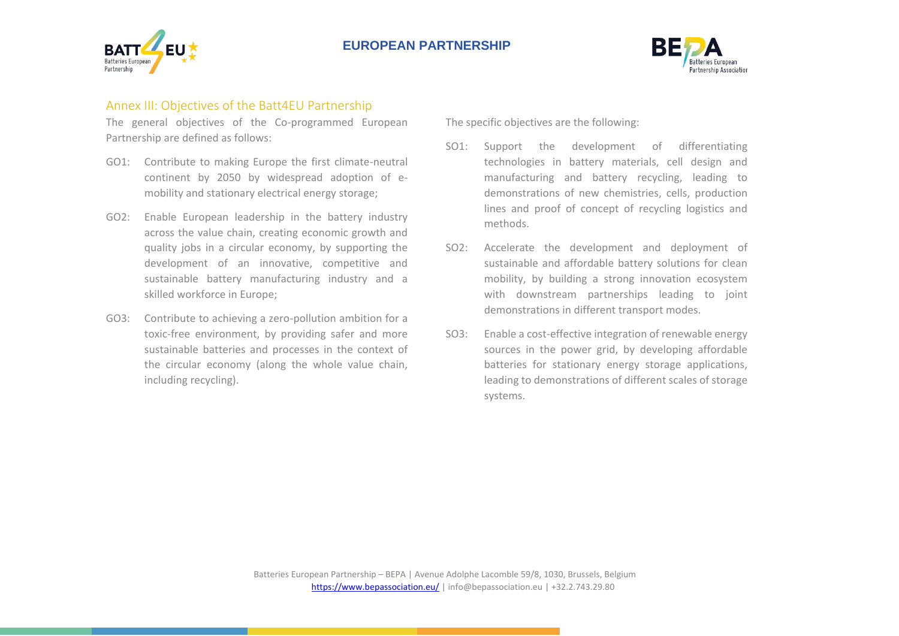## Annex III: Objectives of the Batt4EU Partnership

The general objectives of the Co-programmed European Partnership are defined as follows:

- GO1: Contribute to making Europe the first climate-neutral continent by 2050 by widespread adoption of e-mobility and stationary electrical energy storage;
- GO2: Enable European leadership in the battery industry across the value chain, creating economic growth and quality jobs in a circular economy, by supporting the development of an innovative, competitive and sustainable battery manufacturing industry and a skilled workforce in Europe;
- GO3: Contribute to achieving a zero-pollution ambition for a toxic-free environment, by providing safer and more sustainable batteries and processes in the context of the circular economy (along the whole value chain, including recycling).

The specific objectives are the following:

- SO1: Support the development of differentiating technologies in battery materials, cell design and manufacturing and battery recycling, leading to demonstrations of new chemistries, cells, production lines and proof of concept of recycling logistics and methods.
- SO2: Accelerate the development and deployment of sustainable and affordable battery solutions for clean mobility, by building a strong innovation ecosystem with downstream partnerships leading to joint demonstrations in different transport modes.
- SO3: Enable a cost-effective integration of renewable energy sources in the power grid, by developing affordable batteries for stationary energy storage applications, leading to demonstrations of different scales of storage systems.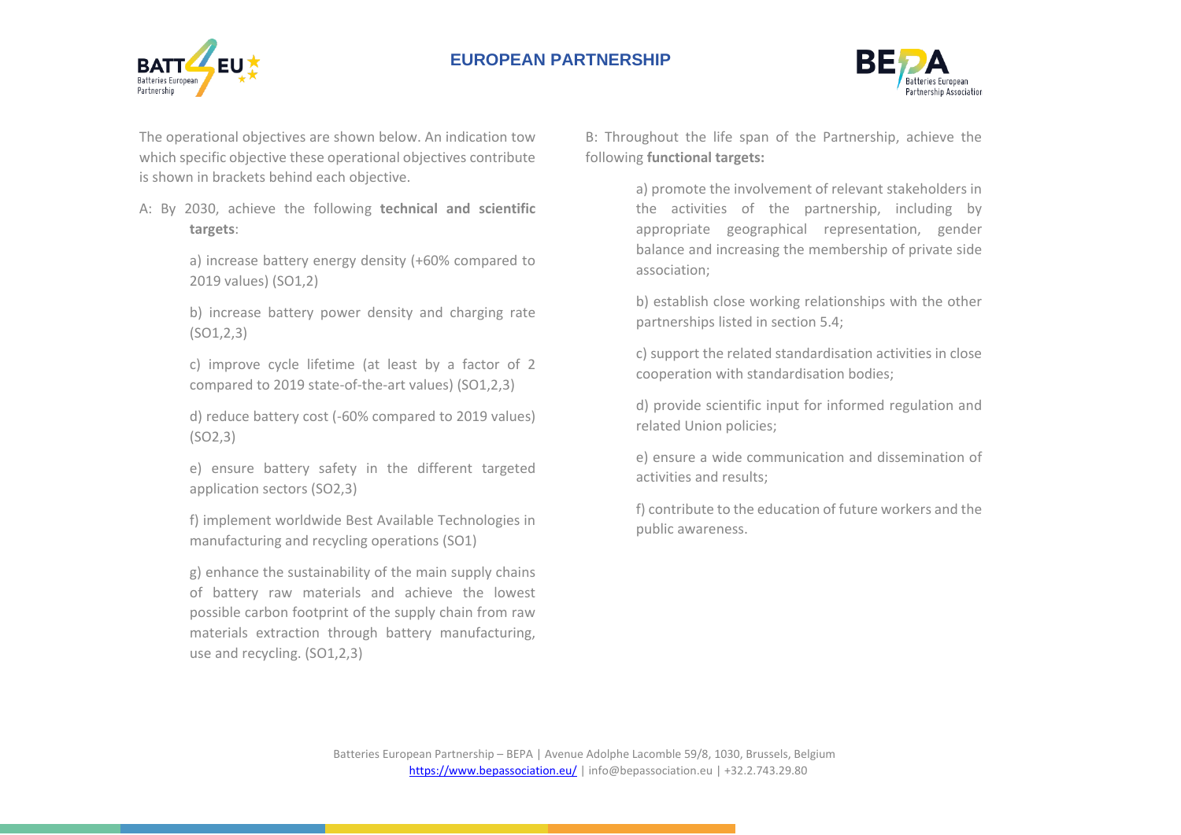The operational objectives are shown below. An indication tow which specific objective these operational objectives contribute is shown in brackets behind each objective.

A: By 2030, achieve the following **technical and scientific targets**:

a) increase battery energy density (+60% compared to 2019 values) (SO1,2)

b) increase battery power density and charging rate (SO1,2,3)

c) improve cycle lifetime (at least by a factor of 2 compared to 2019 state-of-the-art values) (SO1,2,3)

d) reduce battery cost (-60% compared to 2019 values) (SO2,3)

e) ensure battery safety in the different targeted application sectors (SO2,3)

f) implement worldwide Best Available Technologies in manufacturing and recycling operations (SO1)

g) enhance the sustainability of the main supply chains of battery raw materials and achieve the lowest possible carbon footprint of the supply chain from raw materials extraction through battery manufacturing, use and recycling. (SO1,2,3)

B: Throughout the life span of the Partnership, achieve the following **functional targets:**

a) promote the involvement of relevant stakeholders in the activities of the partnership, including by appropriate geographical representation, gender balance and increasing the membership of private side association;

b) establish close working relationships with the other partnerships listed in section 5.4;

c) support the related standardisation activities in close cooperation with standardisation bodies;

d) provide scientific input for informed regulation and related Union policies;

e) ensure a wide communication and dissemination of activities and results;

f) contribute to the education of future workers and the public awareness.